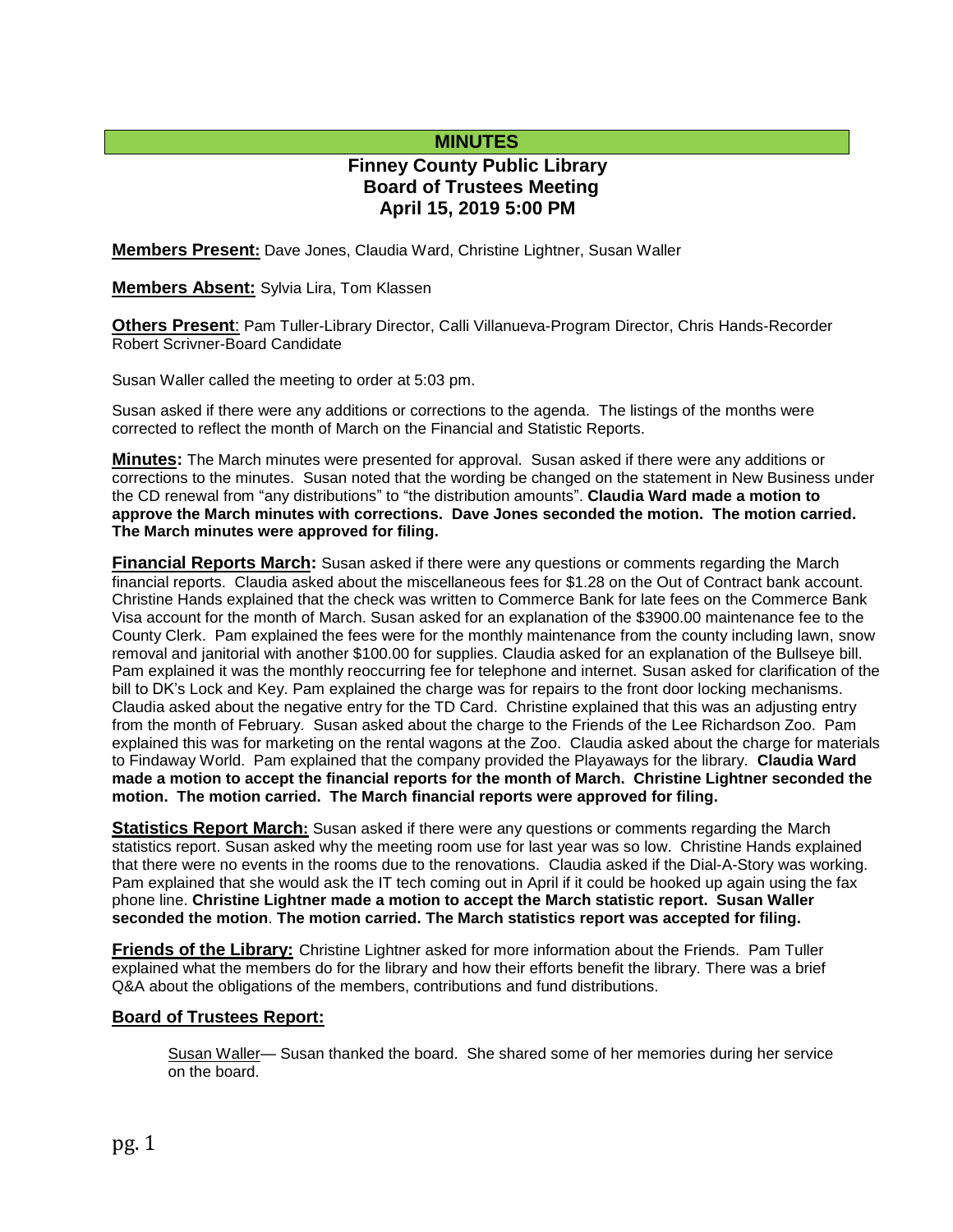# MINUTES

## Finney County Public Library
## Board of Trustees Meeting
## April 15, 2019 5:00 PM

**Members Present:** Dave Jones, Claudia Ward, Christine Lightner, Susan Waller

**Members Absent:** Sylvia Lira, Tom Klassen

**Others Present**: Pam Tuller-Library Director, Calli Villanueva-Program Director, Chris Hands-Recorder Robert Scrivner-Board Candidate

Susan Waller called the meeting to order at 5:03 pm.

Susan asked if there were any additions or corrections to the agenda. The listings of the months were corrected to reflect the month of March on the Financial and Statistic Reports.

**Minutes:** The March minutes were presented for approval. Susan asked if there were any additions or corrections to the minutes. Susan noted that the wording be changed on the statement in New Business under the CD renewal from "any distributions" to "the distribution amounts". **Claudia Ward made a motion to approve the March minutes with corrections. Dave Jones seconded the motion. The motion carried. The March minutes were approved for filing.**

**Financial Reports March:** Susan asked if there were any questions or comments regarding the March financial reports. Claudia asked about the miscellaneous fees for $1.28 on the Out of Contract bank account. Christine Hands explained that the check was written to Commerce Bank for late fees on the Commerce Bank Visa account for the month of March. Susan asked for an explanation of the $3900.00 maintenance fee to the County Clerk. Pam explained the fees were for the monthly maintenance from the county including lawn, snow removal and janitorial with another $100.00 for supplies. Claudia asked for an explanation of the Bullseye bill. Pam explained it was the monthly reoccurring fee for telephone and internet. Susan asked for clarification of the bill to DK's Lock and Key. Pam explained the charge was for repairs to the front door locking mechanisms. Claudia asked about the negative entry for the TD Card. Christine explained that this was an adjusting entry from the month of February. Susan asked about the charge to the Friends of the Lee Richardson Zoo. Pam explained this was for marketing on the rental wagons at the Zoo. Claudia asked about the charge for materials to Findaway World. Pam explained that the company provided the Playaways for the library. **Claudia Ward made a motion to accept the financial reports for the month of March. Christine Lightner seconded the motion. The motion carried. The March financial reports were approved for filing.**

**Statistics Report March:** Susan asked if there were any questions or comments regarding the March statistics report. Susan asked why the meeting room use for last year was so low. Christine Hands explained that there were no events in the rooms due to the renovations. Claudia asked if the Dial-A-Story was working. Pam explained that she would ask the IT tech coming out in April if it could be hooked up again using the fax phone line. **Christine Lightner made a motion to accept the March statistic report. Susan Waller seconded the motion**. **The motion carried. The March statistics report was accepted for filing.**

**Friends of the Library:** Christine Lightner asked for more information about the Friends. Pam Tuller explained what the members do for the library and how their efforts benefit the library. There was a brief Q&A about the obligations of the members, contributions and fund distributions.

**Board of Trustees Report:**

Susan Waller— Susan thanked the board. She shared some of her memories during her service on the board.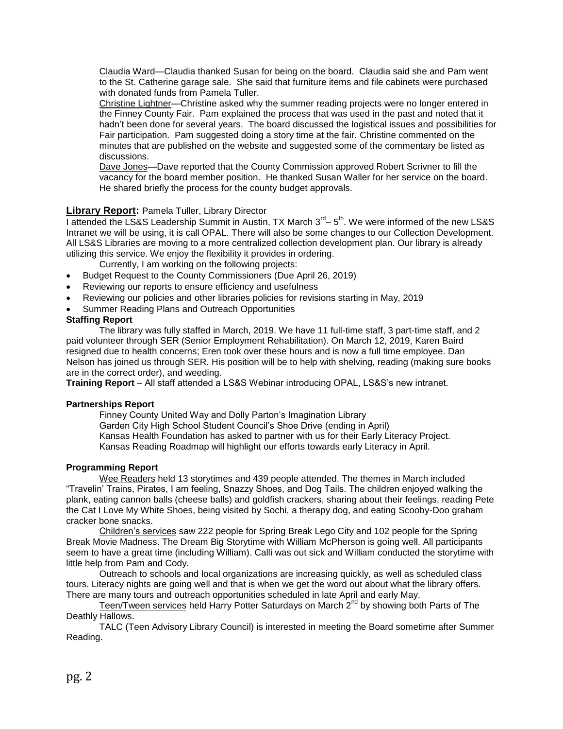Claudia Ward—Claudia thanked Susan for being on the board. Claudia said she and Pam went to the St. Catherine garage sale. She said that furniture items and file cabinets were purchased with donated funds from Pamela Tuller.

Christine Lightner—Christine asked why the summer reading projects were no longer entered in the Finney County Fair. Pam explained the process that was used in the past and noted that it hadn't been done for several years. The board discussed the logistical issues and possibilities for Fair participation. Pam suggested doing a story time at the fair. Christine commented on the minutes that are published on the website and suggested some of the commentary be listed as discussions.

Dave Jones—Dave reported that the County Commission approved Robert Scrivner to fill the vacancy for the board member position. He thanked Susan Waller for her service on the board. He shared briefly the process for the county budget approvals.

## Library Report: Pamela Tuller, Library Director

I attended the LS&S Leadership Summit in Austin, TX March 3rd– 5th. We were informed of the new LS&S Intranet we will be using, it is call OPAL. There will also be some changes to our Collection Development. All LS&S Libraries are moving to a more centralized collection development plan. Our library is already utilizing this service. We enjoy the flexibility it provides in ordering.

Currently, I am working on the following projects:

- Budget Request to the County Commissioners (Due April 26, 2019)
- Reviewing our reports to ensure efficiency and usefulness
- Reviewing our policies and other libraries policies for revisions starting in May, 2019
- Summer Reading Plans and Outreach Opportunities

**Staffing Report**

The library was fully staffed in March, 2019. We have 11 full-time staff, 3 part-time staff, and 2 paid volunteer through SER (Senior Employment Rehabilitation). On March 12, 2019, Karen Baird resigned due to health concerns; Eren took over these hours and is now a full time employee. Dan Nelson has joined us through SER. His position will be to help with shelving, reading (making sure books are in the correct order), and weeding.

**Training Report** – All staff attended a LS&S Webinar introducing OPAL, LS&S's new intranet.

**Partnerships Report**

Finney County United Way and Dolly Parton's Imagination Library
Garden City High School Student Council's Shoe Drive (ending in April)
Kansas Health Foundation has asked to partner with us for their Early Literacy Project.
Kansas Reading Roadmap will highlight our efforts towards early Literacy in April.

**Programming Report**

Wee Readers held 13 storytimes and 439 people attended. The themes in March included "Travelin' Trains, Pirates, I am feeling, Snazzy Shoes, and Dog Tails. The children enjoyed walking the plank, eating cannon balls (cheese balls) and goldfish crackers, sharing about their feelings, reading Pete the Cat I Love My White Shoes, being visited by Sochi, a therapy dog, and eating Scooby-Doo graham cracker bone snacks.

Children's services saw 222 people for Spring Break Lego City and 102 people for the Spring Break Movie Madness. The Dream Big Storytime with William McPherson is going well. All participants seem to have a great time (including William). Calli was out sick and William conducted the storytime with little help from Pam and Cody.

Outreach to schools and local organizations are increasing quickly, as well as scheduled class tours. Literacy nights are going well and that is when we get the word out about what the library offers. There are many tours and outreach opportunities scheduled in late April and early May.

Teen/Tween services held Harry Potter Saturdays on March 2nd by showing both Parts of The Deathly Hallows.

TALC (Teen Advisory Library Council) is interested in meeting the Board sometime after Summer Reading.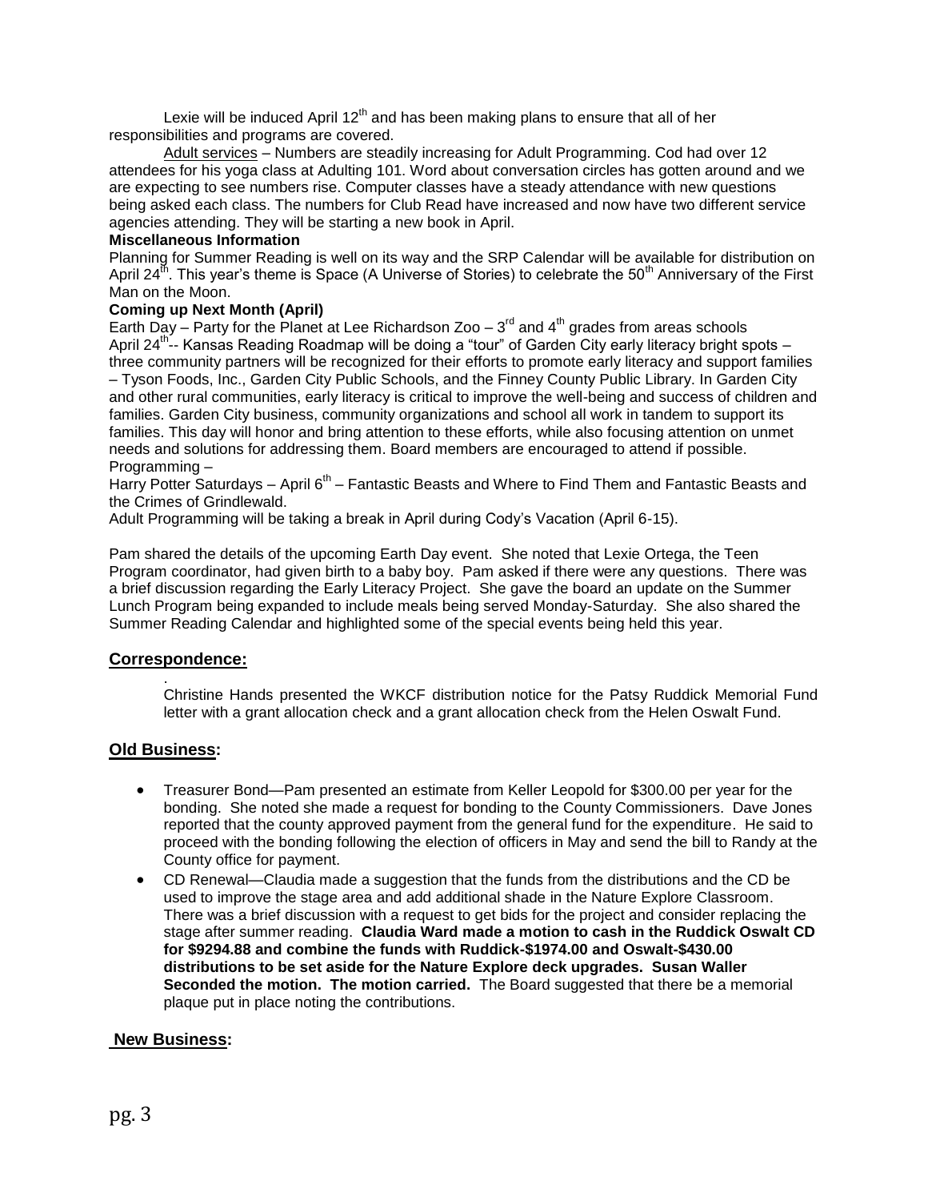Lexie will be induced April 12th and has been making plans to ensure that all of her responsibilities and programs are covered.

Adult services – Numbers are steadily increasing for Adult Programming. Cod had over 12 attendees for his yoga class at Adulting 101. Word about conversation circles has gotten around and we are expecting to see numbers rise. Computer classes have a steady attendance with new questions being asked each class. The numbers for Club Read have increased and now have two different service agencies attending. They will be starting a new book in April.

**Miscellaneous Information**

Planning for Summer Reading is well on its way and the SRP Calendar will be available for distribution on April 24th. This year's theme is Space (A Universe of Stories) to celebrate the 50th Anniversary of the First Man on the Moon.

**Coming up Next Month (April)**

Earth Day – Party for the Planet at Lee Richardson Zoo – 3rd and 4th grades from areas schools

April 24th-- Kansas Reading Roadmap will be doing a "tour" of Garden City early literacy bright spots – three community partners will be recognized for their efforts to promote early literacy and support families – Tyson Foods, Inc., Garden City Public Schools, and the Finney County Public Library. In Garden City and other rural communities, early literacy is critical to improve the well-being and success of children and families. Garden City business, community organizations and school all work in tandem to support its families. This day will honor and bring attention to these efforts, while also focusing attention on unmet needs and solutions for addressing them. Board members are encouraged to attend if possible.

Programming –

Harry Potter Saturdays – April 6th – Fantastic Beasts and Where to Find Them and Fantastic Beasts and the Crimes of Grindlewald.

Adult Programming will be taking a break in April during Cody's Vacation (April 6-15).

Pam shared the details of the upcoming Earth Day event. She noted that Lexie Ortega, the Teen Program coordinator, had given birth to a baby boy. Pam asked if there were any questions. There was a brief discussion regarding the Early Literacy Project. She gave the board an update on the Summer Lunch Program being expanded to include meals being served Monday-Saturday. She also shared the Summer Reading Calendar and highlighted some of the special events being held this year.

## Correspondence:

.
Christine Hands presented the WKCF distribution notice for the Patsy Ruddick Memorial Fund letter with a grant allocation check and a grant allocation check from the Helen Oswalt Fund.

## Old Business:

- Treasurer Bond—Pam presented an estimate from Keller Leopold for $300.00 per year for the bonding. She noted she made a request for bonding to the County Commissioners. Dave Jones reported that the county approved payment from the general fund for the expenditure. He said to proceed with the bonding following the election of officers in May and send the bill to Randy at the County office for payment.
- CD Renewal—Claudia made a suggestion that the funds from the distributions and the CD be used to improve the stage area and add additional shade in the Nature Explore Classroom. There was a brief discussion with a request to get bids for the project and consider replacing the stage after summer reading. **Claudia Ward made a motion to cash in the Ruddick Oswalt CD for $9294.88 and combine the funds with Ruddick-$1974.00 and Oswalt-$430.00 distributions to be set aside for the Nature Explore deck upgrades. Susan Waller Seconded the motion. The motion carried.** The Board suggested that there be a memorial plaque put in place noting the contributions.

## New Business: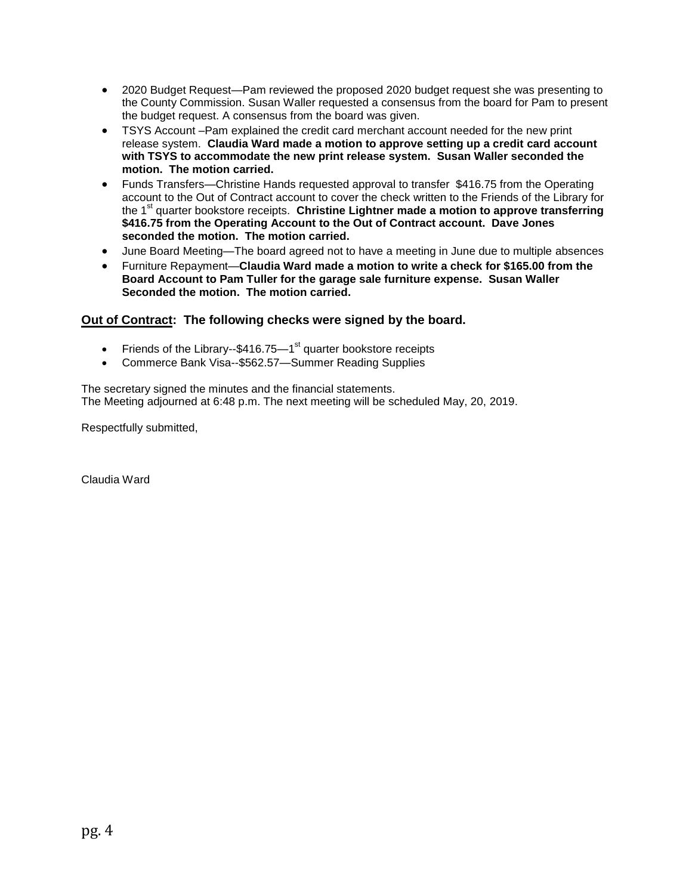- 2020 Budget Request—Pam reviewed the proposed 2020 budget request she was presenting to the County Commission. Susan Waller requested a consensus from the board for Pam to present the budget request. A consensus from the board was given.
- TSYS Account –Pam explained the credit card merchant account needed for the new print release system. **Claudia Ward made a motion to approve setting up a credit card account with TSYS to accommodate the new print release system. Susan Waller seconded the motion. The motion carried.**
- Funds Transfers—Christine Hands requested approval to transfer $416.75 from the Operating account to the Out of Contract account to cover the check written to the Friends of the Library for the 1st quarter bookstore receipts. **Christine Lightner made a motion to approve transferring $416.75 from the Operating Account to the Out of Contract account. Dave Jones seconded the motion. The motion carried.**
- June Board Meeting—The board agreed not to have a meeting in June due to multiple absences
- Furniture Repayment—**Claudia Ward made a motion to write a check for $165.00 from the Board Account to Pam Tuller for the garage sale furniture expense. Susan Waller Seconded the motion. The motion carried.**

**Out of Contract: The following checks were signed by the board.**

- Friends of the Library--$416.75—1st quarter bookstore receipts
- Commerce Bank Visa--$562.57—Summer Reading Supplies

The secretary signed the minutes and the financial statements.
The Meeting adjourned at 6:48 p.m. The next meeting will be scheduled May, 20, 2019.

Respectfully submitted,

Claudia Ward